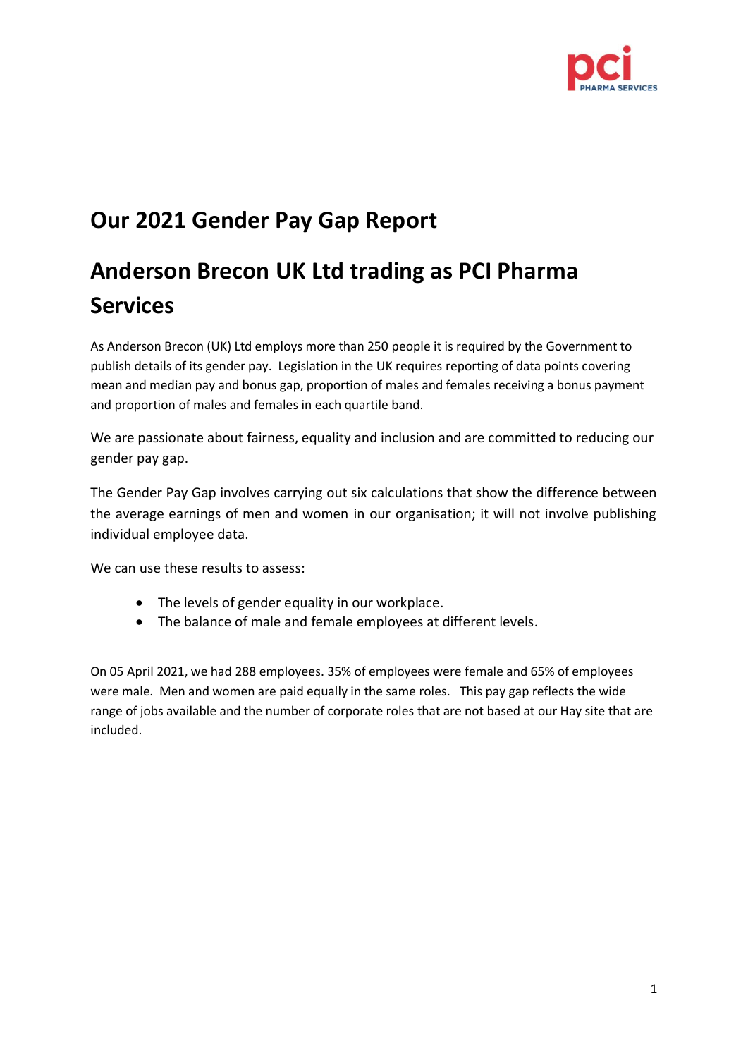# Our 2021 Gender Pay Gap Report

# Anderson Brecon UK Ltd trading as PCI Pharma Services

As Anderson Brecon (UK) Ltd employs more than 250 people it is required by the Government to publish details of its gender pay. Legislation in the UK requires reporting of data points covering mean and median pay and bonus gap, proportion of males and females receiving a bonus payment and proportion of males and females in each quartile band.

We are passionate about fairness, equality and inclusion and are committed to reducing our gender pay gap.

The Gender Pay Gap involves carrying out six calculations that show the difference between the average earnings of men and women in our organisation; it will not involve publishing individual employee data.

We can use these results to assess:

- The levels of gender equality in our workplace.
- The balance of male and female employees at different levels.

On 05 April 2021, we had 288 employees. 35% of employees were female and 65% of employees were male. Men and women are paid equally in the same roles. This pay gap reflects the wide range of jobs available and the number of corporate roles that are not based at our Hay site that are included.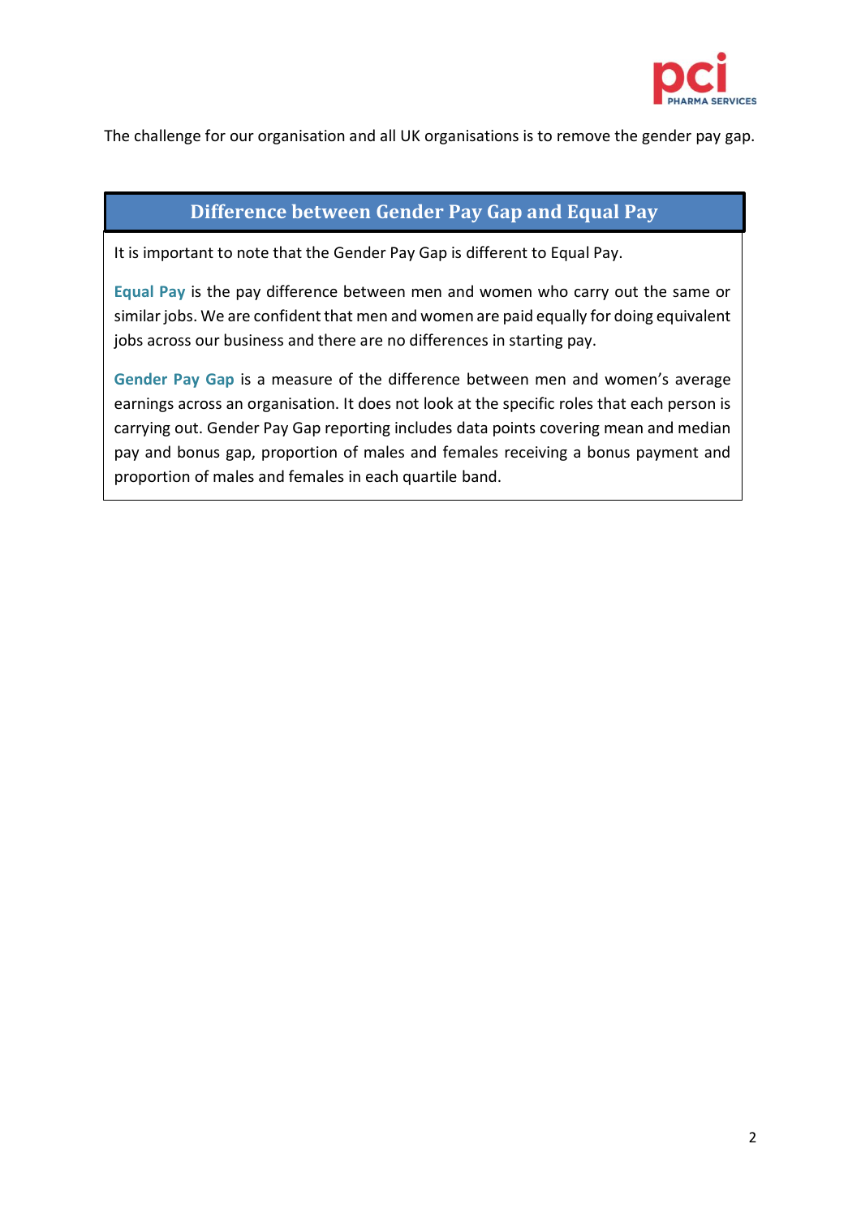The challenge for our organisation and all UK organisations is to remove the gender pay gap.

## Difference between Gender Pay Gap and Equal Pay

It is important to note that the Gender Pay Gap is different to Equal Pay.

**Equal Pay** is the pay difference between men and women who carry out the same or similar jobs. We are confident that men and women are paid equally for doing equivalent jobs across our business and there are no differences in starting pay.

**Gender Pay Gap** is a measure of the difference between men and women's average earnings across an organisation. It does not look at the specific roles that each person is carrying out. Gender Pay Gap reporting includes data points covering mean and median pay and bonus gap, proportion of males and females receiving a bonus payment and proportion of males and females in each quartile band.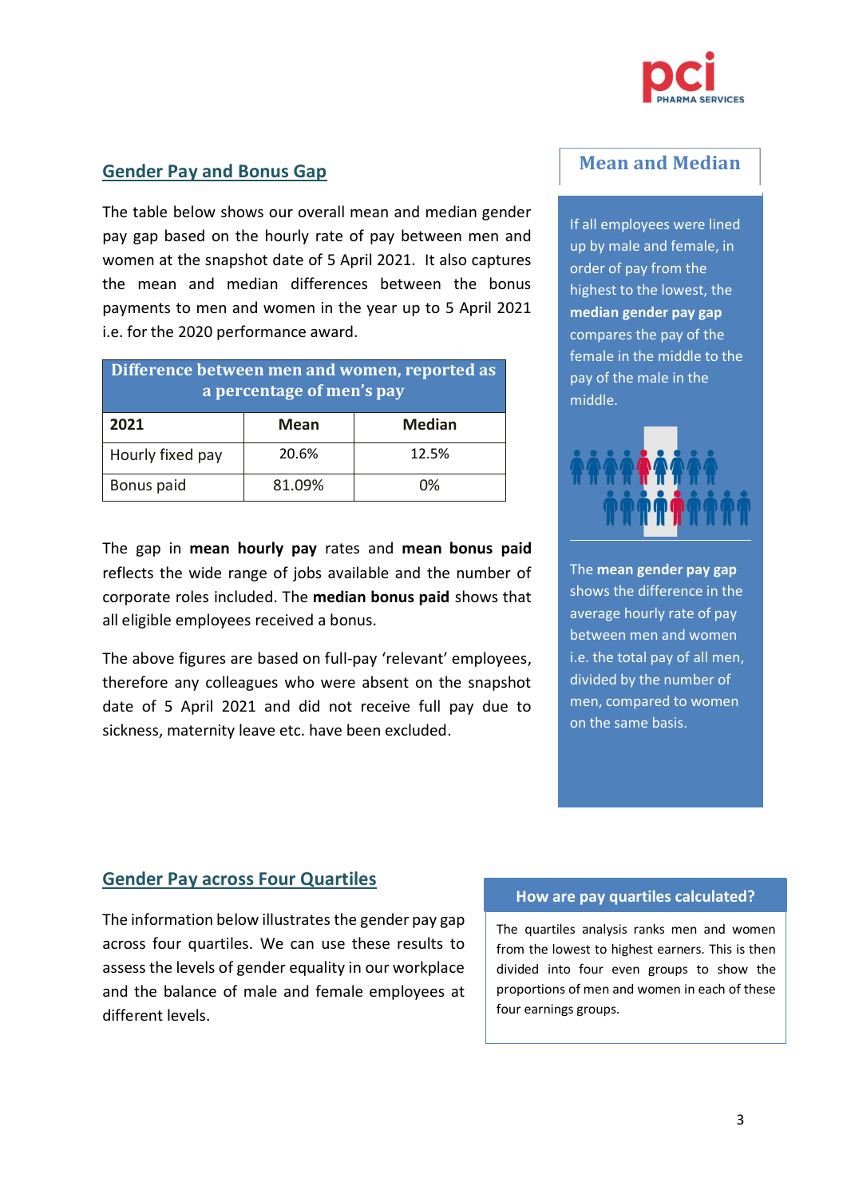## Gender Pay and Bonus Gap

The table below shows our overall mean and median gender pay gap based on the hourly rate of pay between men and women at the snapshot date of 5 April 2021. It also captures the mean and median differences between the bonus payments to men and women in the year up to 5 April 2021 i.e. for the 2020 performance award.

| Difference between men and women, reported as a percentage of men's pay | | |
|---|---|---|
| **2021** | **Mean** | **Median** |
| Hourly fixed pay | 20.6% | 12.5% |
| Bonus paid | 81.09% | 0% |

The gap in **mean hourly pay** rates and **mean bonus paid** reflects the wide range of jobs available and the number of corporate roles included. The **median bonus paid** shows that all eligible employees received a bonus.

The above figures are based on full-pay 'relevant' employees, therefore any colleagues who were absent on the snapshot date of 5 April 2021 and did not receive full pay due to sickness, maternity leave etc. have been excluded.

### Mean and Median

If all employees were lined up by male and female, in order of pay from the highest to the lowest, the **median gender pay gap** compares the pay of the female in the middle to the pay of the male in the middle.

The **mean gender pay gap** shows the difference in the average hourly rate of pay between men and women i.e. the total pay of all men, divided by the number of men, compared to women on the same basis.

## Gender Pay across Four Quartiles

The information below illustrates the gender pay gap across four quartiles. We can use these results to assess the levels of gender equality in our workplace and the balance of male and female employees at different levels.

### How are pay quartiles calculated?

The quartiles analysis ranks men and women from the lowest to highest earners. This is then divided into four even groups to show the proportions of men and women in each of these four earnings groups.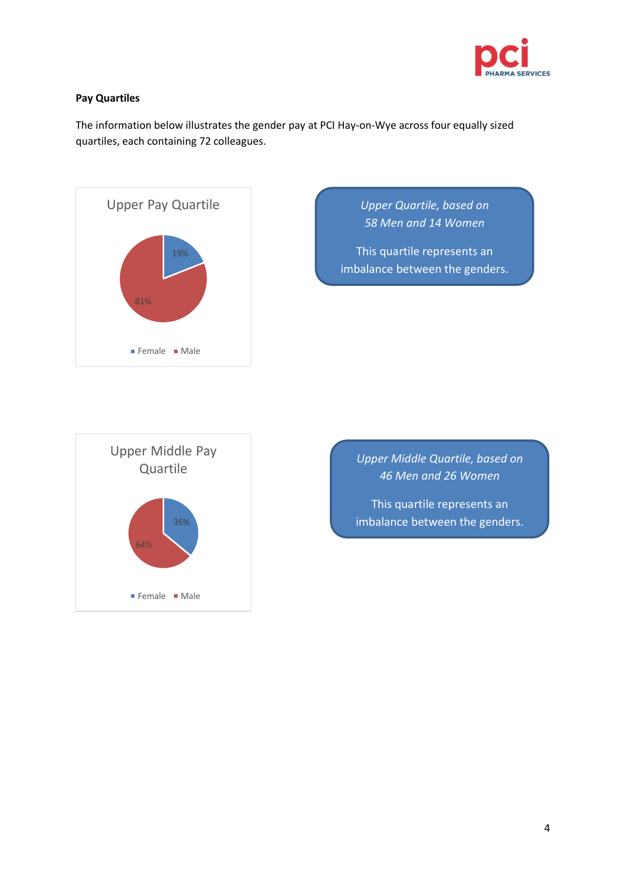**Pay Quartiles**

The information below illustrates the gender pay at PCI Hay-on-Wye across four equally sized quartiles, each containing 72 colleagues.

Upper Pay Quartile

19%

81%

Female Male

*Upper Quartile, based on 58 Men and 14 Women*

This quartile represents an imbalance between the genders.

Upper Middle Pay Quartile

36%

64%

Female Male

*Upper Middle Quartile, based on 46 Men and 26 Women*

This quartile represents an imbalance between the genders.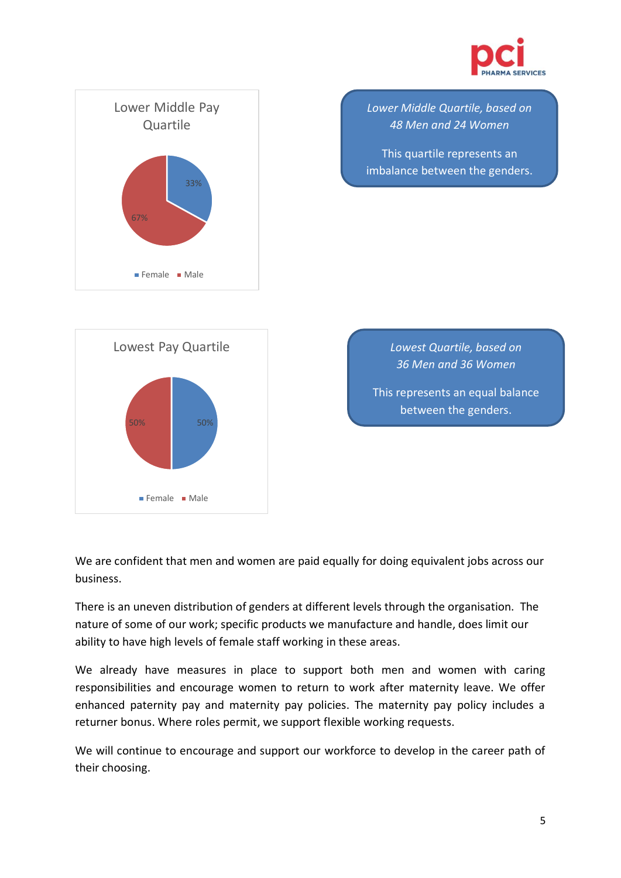**Lower Middle Pay Quartile**

- Female: 33%
- Male: 67%

*Lower Middle Quartile, based on 48 Men and 24 Women*

This quartile represents an imbalance between the genders.

**Lowest Pay Quartile**

- Female: 50%
- Male: 50%

*Lowest Quartile, based on 36 Men and 36 Women*

This represents an equal balance between the genders.

We are confident that men and women are paid equally for doing equivalent jobs across our business.

There is an uneven distribution of genders at different levels through the organisation. The nature of some of our work; specific products we manufacture and handle, does limit our ability to have high levels of female staff working in these areas.

We already have measures in place to support both men and women with caring responsibilities and encourage women to return to work after maternity leave. We offer enhanced paternity pay and maternity pay policies. The maternity pay policy includes a returner bonus. Where roles permit, we support flexible working requests.

We will continue to encourage and support our workforce to develop in the career path of their choosing.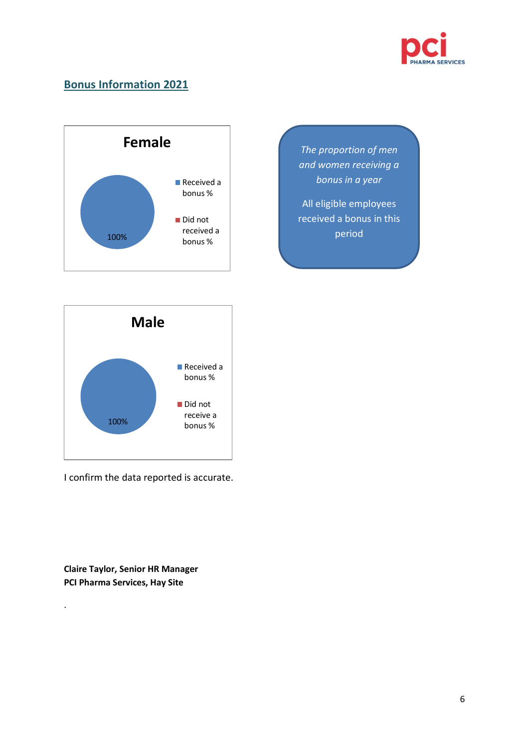## Bonus Information 2021

Female

Received a bonus %

Did not received a bonus %

100%

*The proportion of men and women receiving a bonus in a year*

All eligible employees received a bonus in this period

Male

Received a bonus %

Did not receive a bonus %

100%

I confirm the data reported is accurate.

**Claire Taylor, Senior HR Manager**
**PCI Pharma Services, Hay Site**

.